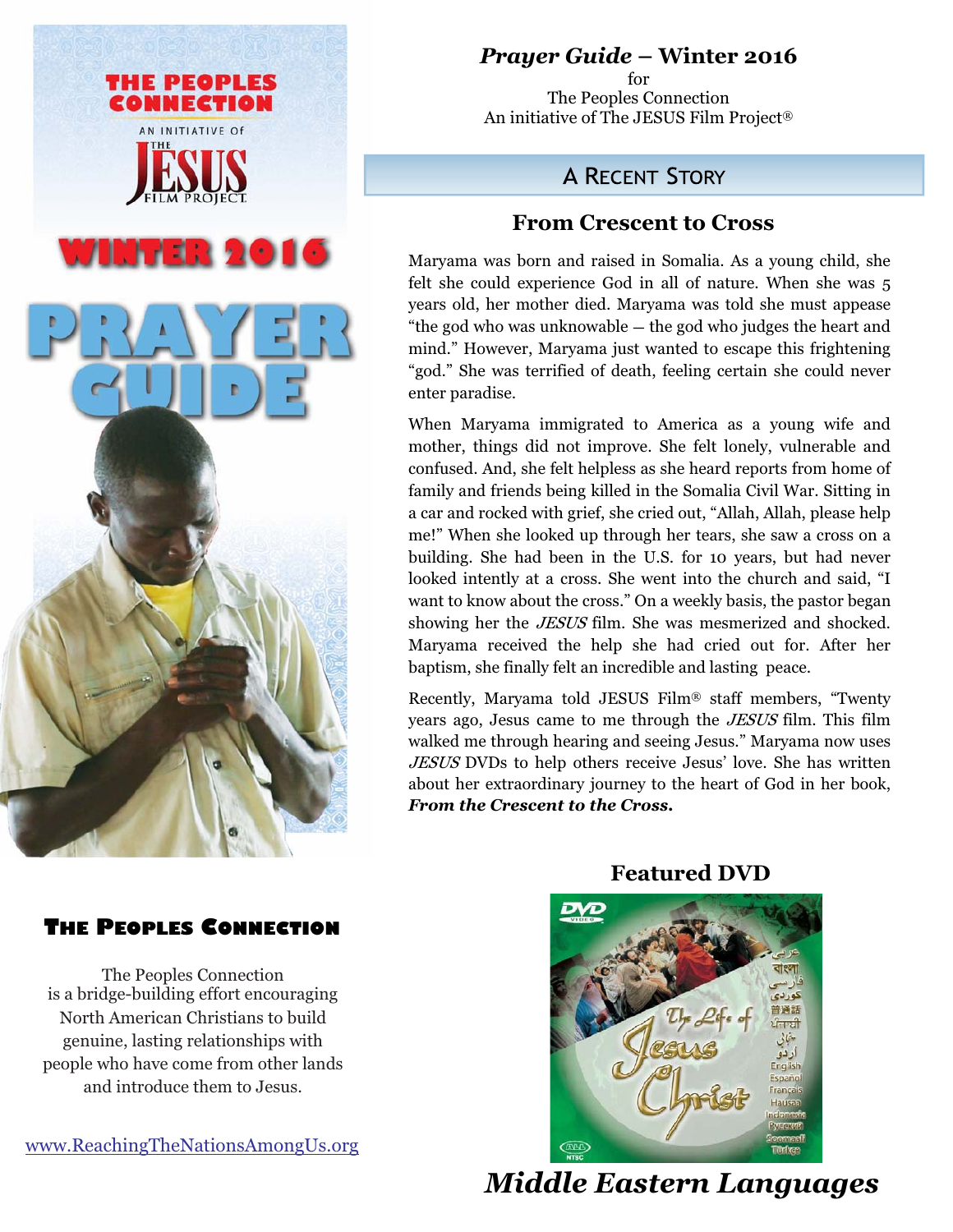# *Prayer Guide* – Winter 2016

for
The Peoples Connection
An initiative of The JESUS Film Project®

## A Recent Story

### From Crescent to Cross

Maryama was born and raised in Somalia. As a young child, she felt she could experience God in all of nature. When she was 5 years old, her mother died. Maryama was told she must appease "the god who was unknowable – the god who judges the heart and mind." However, Maryama just wanted to escape this frightening "god." She was terrified of death, feeling certain she could never enter paradise.

When Maryama immigrated to America as a young wife and mother, things did not improve. She felt lonely, vulnerable and confused. And, she felt helpless as she heard reports from home of family and friends being killed in the Somalia Civil War. Sitting in a car and rocked with grief, she cried out, "Allah, Allah, please help me!" When she looked up through her tears, she saw a cross on a building. She had been in the U.S. for 10 years, but had never looked intently at a cross. She went into the church and said, "I want to know about the cross." On a weekly basis, the pastor began showing her the *JESUS* film. She was mesmerized and shocked. Maryama received the help she had cried out for. After her baptism, she finally felt an incredible and lasting peace.

Recently, Maryama told JESUS Film® staff members, "Twenty years ago, Jesus came to me through the *JESUS* film. This film walked me through hearing and seeing Jesus." Maryama now uses *JESUS* DVDs to help others receive Jesus' love. She has written about her extraordinary journey to the heart of God in her book, ***From the Crescent to the Cross.***

### Featured DVD

***Middle Eastern Languages***

## The Peoples Connection

The Peoples Connection is a bridge-building effort encouraging North American Christians to build genuine, lasting relationships with people who have come from other lands and introduce them to Jesus.

www.ReachingTheNationsAmongUs.org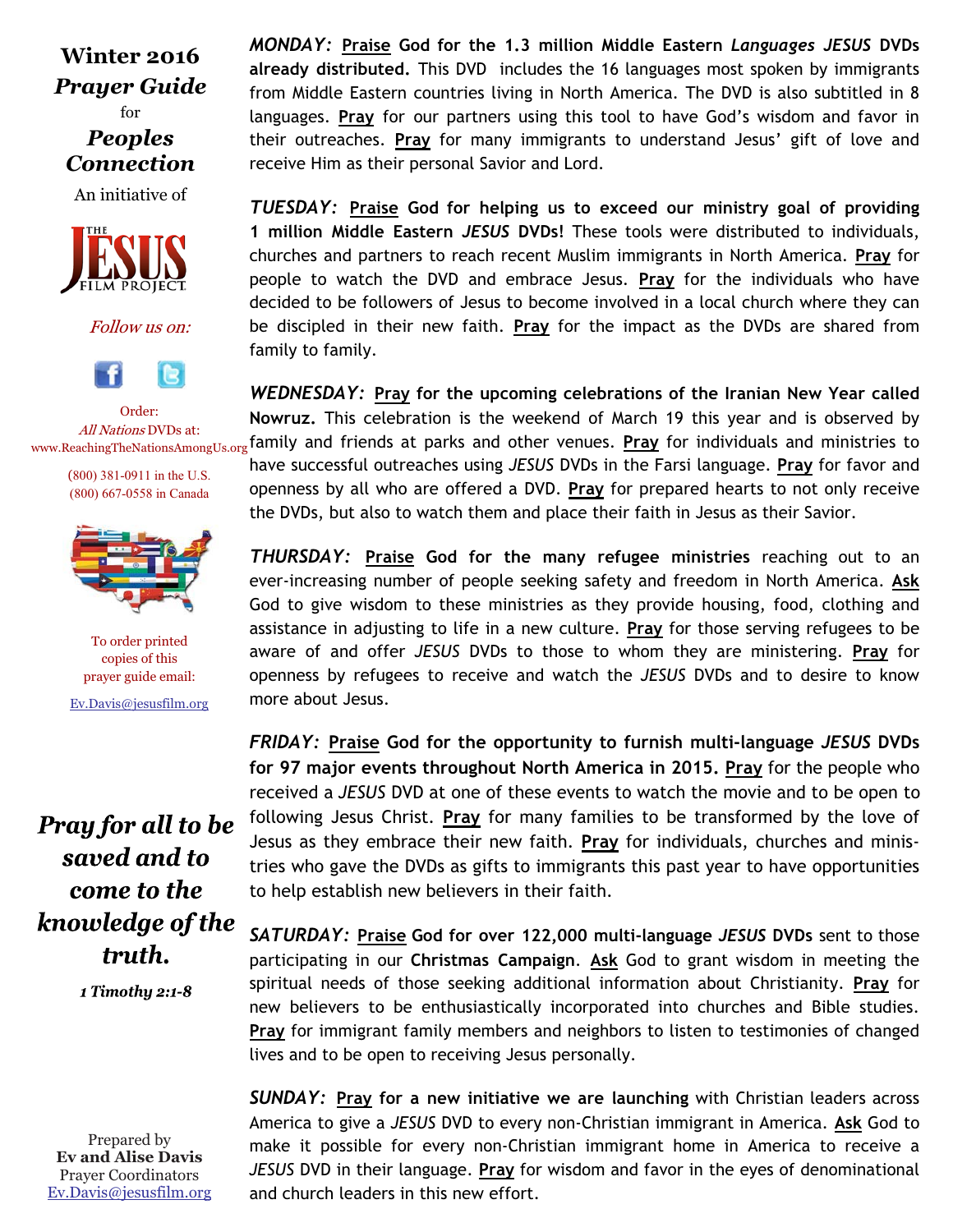# Winter 2016 *Prayer Guide*

for

## *Peoples Connection*

An initiative of

THE JESUS FILM PROJECT

*Follow us on:*

Order:
*All Nations* DVDs at:
www.ReachingTheNationsAmongUs.org

(800) 381-0911 in the U.S.
(800) 667-0558 in Canada

To order printed copies of this prayer guide email:

Ev.Davis@jesusfilm.org

***Pray for all to be saved and to come to the knowledge of the truth.***

*1 Timothy 2:1-8*

Prepared by
**Ev and Alise Davis**
Prayer Coordinators
Ev.Davis@jesusfilm.org

*MONDAY:* **Praise God for the 1.3 million Middle Eastern *Languages JESUS* DVDs already distributed.** This DVD includes the 16 languages most spoken by immigrants from Middle Eastern countries living in North America. The DVD is also subtitled in 8 languages. **Pray** for our partners using this tool to have God's wisdom and favor in their outreaches. **Pray** for many immigrants to understand Jesus' gift of love and receive Him as their personal Savior and Lord.

*TUESDAY:* **Praise God for helping us to exceed our ministry goal of providing 1 million Middle Eastern *JESUS* DVDs!** These tools were distributed to individuals, churches and partners to reach recent Muslim immigrants in North America. **Pray** for people to watch the DVD and embrace Jesus. **Pray** for the individuals who have decided to be followers of Jesus to become involved in a local church where they can be discipled in their new faith. **Pray** for the impact as the DVDs are shared from family to family.

*WEDNESDAY:* **Pray for the upcoming celebrations of the Iranian New Year called Nowruz.** This celebration is the weekend of March 19 this year and is observed by family and friends at parks and other venues. **Pray** for individuals and ministries to have successful outreaches using *JESUS* DVDs in the Farsi language. **Pray** for favor and openness by all who are offered a DVD. **Pray** for prepared hearts to not only receive the DVDs, but also to watch them and place their faith in Jesus as their Savior.

*THURSDAY:* **Praise God for the many refugee ministries** reaching out to an ever-increasing number of people seeking safety and freedom in North America. **Ask** God to give wisdom to these ministries as they provide housing, food, clothing and assistance in adjusting to life in a new culture. **Pray** for those serving refugees to be aware of and offer *JESUS* DVDs to those to whom they are ministering. **Pray** for openness by refugees to receive and watch the *JESUS* DVDs and to desire to know more about Jesus.

*FRIDAY:* **Praise God for the opportunity to furnish multi-language *JESUS* DVDs for 97 major events throughout North America in 2015.** **Pray** for the people who received a *JESUS* DVD at one of these events to watch the movie and to be open to following Jesus Christ. **Pray** for many families to be transformed by the love of Jesus as they embrace their new faith. **Pray** for individuals, churches and ministries who gave the DVDs as gifts to immigrants this past year to have opportunities to help establish new believers in their faith.

*SATURDAY:* **Praise God for over 122,000 multi-language *JESUS* DVDs** sent to those participating in our **Christmas Campaign**. **Ask** God to grant wisdom in meeting the spiritual needs of those seeking additional information about Christianity. **Pray** for new believers to be enthusiastically incorporated into churches and Bible studies. **Pray** for immigrant family members and neighbors to listen to testimonies of changed lives and to be open to receiving Jesus personally.

*SUNDAY:* **Pray for a new initiative we are launching** with Christian leaders across America to give a *JESUS* DVD to every non-Christian immigrant in America. **Ask** God to make it possible for every non-Christian immigrant home in America to receive a *JESUS* DVD in their language. **Pray** for wisdom and favor in the eyes of denominational and church leaders in this new effort.